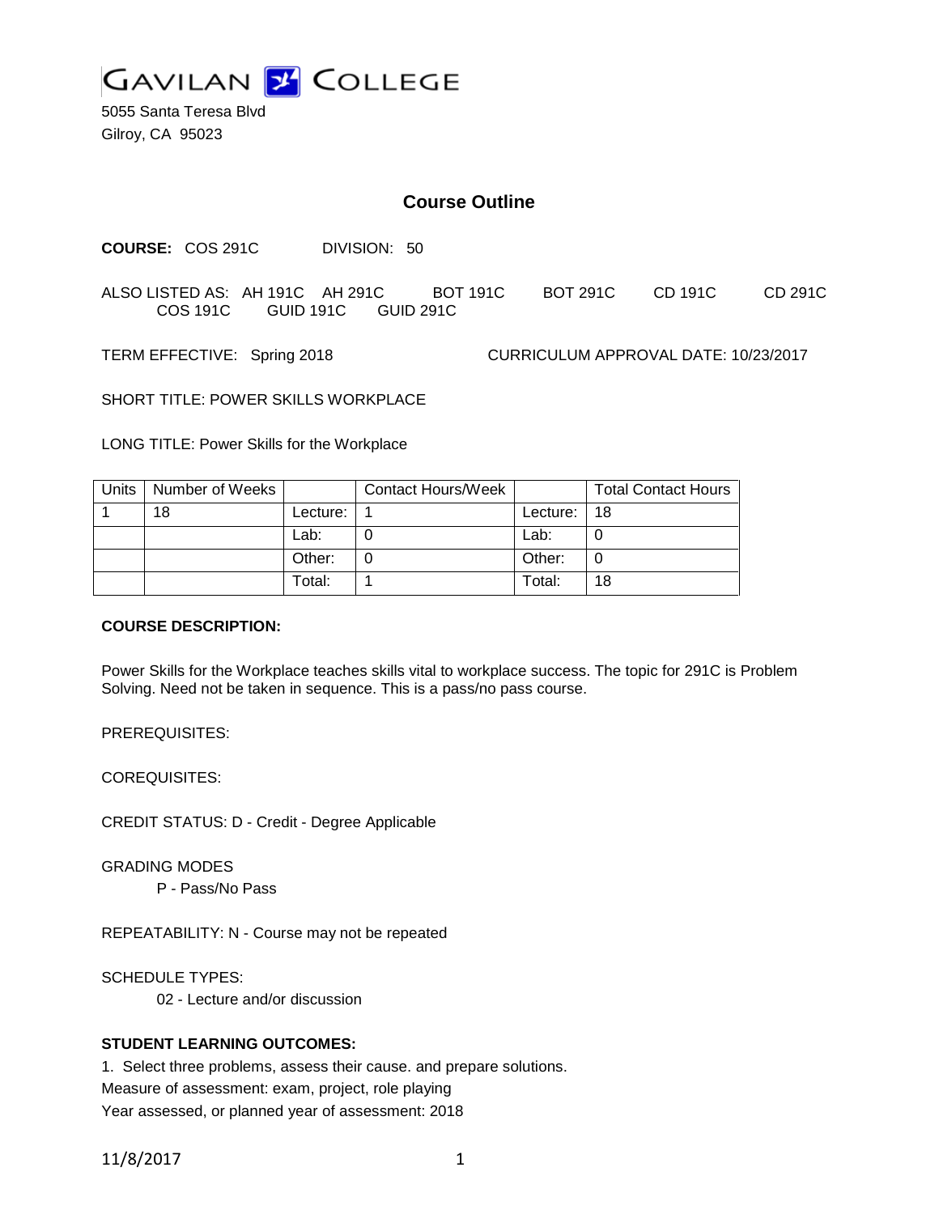GAVILAN COLLEGE

5055 Santa Teresa Blvd
Gilroy, CA 95023

# Course Outline

**COURSE:** COS 291C DIVISION: 50

ALSO LISTED AS: AH 191C AH 291C BOT 191C BOT 291C CD 191C CD 291C COS 191C GUID 191C GUID 291C

TERM EFFECTIVE: Spring 2018 CURRICULUM APPROVAL DATE: 10/23/2017

SHORT TITLE: POWER SKILLS WORKPLACE

LONG TITLE: Power Skills for the Workplace

| Units | Number of Weeks | | Contact Hours/Week | | Total Contact Hours |
|---|---|---|---|---|---|
| 1 | 18 | Lecture: | 1 | Lecture: | 18 |
| | | Lab: | 0 | Lab: | 0 |
| | | Other: | 0 | Other: | 0 |
| | | Total: | 1 | Total: | 18 |

**COURSE DESCRIPTION:**

Power Skills for the Workplace teaches skills vital to workplace success. The topic for 291C is Problem Solving. Need not be taken in sequence. This is a pass/no pass course.

PREREQUISITES:

COREQUISITES:

CREDIT STATUS: D - Credit - Degree Applicable

GRADING MODES

P - Pass/No Pass

REPEATABILITY: N - Course may not be repeated

SCHEDULE TYPES:

02 - Lecture and/or discussion

**STUDENT LEARNING OUTCOMES:**

1. Select three problems, assess their cause. and prepare solutions.
Measure of assessment: exam, project, role playing
Year assessed, or planned year of assessment: 2018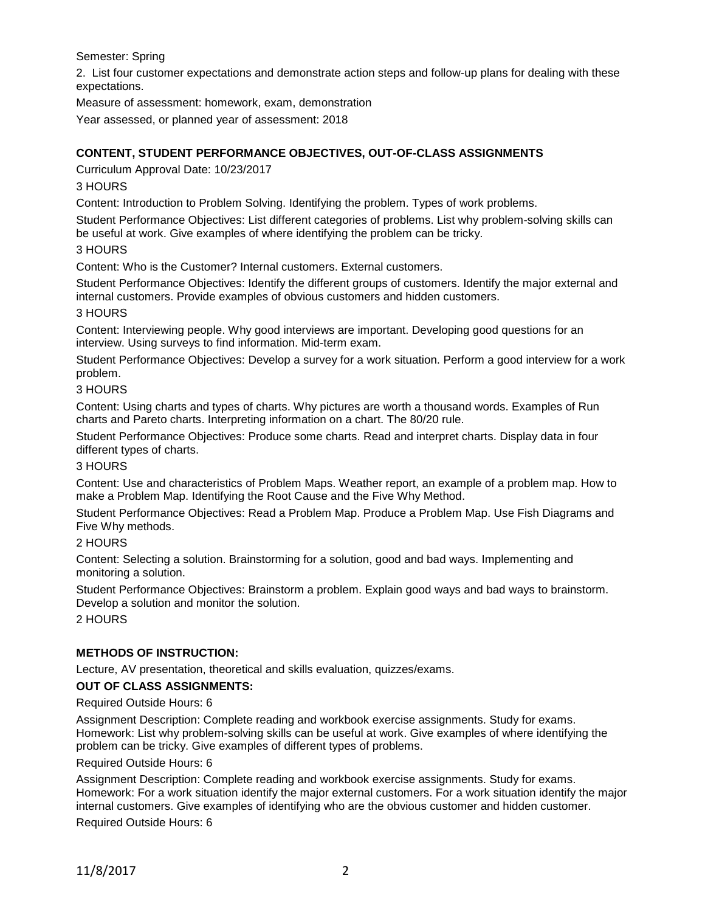Semester: Spring

2. List four customer expectations and demonstrate action steps and follow-up plans for dealing with these expectations.

Measure of assessment: homework, exam, demonstration

Year assessed, or planned year of assessment: 2018

## CONTENT, STUDENT PERFORMANCE OBJECTIVES, OUT-OF-CLASS ASSIGNMENTS

Curriculum Approval Date: 10/23/2017

3 HOURS

Content: Introduction to Problem Solving. Identifying the problem. Types of work problems.

Student Performance Objectives: List different categories of problems. List why problem-solving skills can be useful at work. Give examples of where identifying the problem can be tricky.

3 HOURS

Content: Who is the Customer? Internal customers. External customers.

Student Performance Objectives: Identify the different groups of customers. Identify the major external and internal customers. Provide examples of obvious customers and hidden customers.

3 HOURS

Content: Interviewing people. Why good interviews are important. Developing good questions for an interview. Using surveys to find information. Mid-term exam.

Student Performance Objectives: Develop a survey for a work situation. Perform a good interview for a work problem.

3 HOURS

Content: Using charts and types of charts. Why pictures are worth a thousand words. Examples of Run charts and Pareto charts. Interpreting information on a chart. The 80/20 rule.

Student Performance Objectives: Produce some charts. Read and interpret charts. Display data in four different types of charts.

3 HOURS

Content: Use and characteristics of Problem Maps. Weather report, an example of a problem map. How to make a Problem Map. Identifying the Root Cause and the Five Why Method.

Student Performance Objectives: Read a Problem Map. Produce a Problem Map. Use Fish Diagrams and Five Why methods.

2 HOURS

Content: Selecting a solution. Brainstorming for a solution, good and bad ways. Implementing and monitoring a solution.

Student Performance Objectives: Brainstorm a problem. Explain good ways and bad ways to brainstorm. Develop a solution and monitor the solution.

2 HOURS

## METHODS OF INSTRUCTION:

Lecture, AV presentation, theoretical and skills evaluation, quizzes/exams.

## OUT OF CLASS ASSIGNMENTS:

Required Outside Hours: 6

Assignment Description: Complete reading and workbook exercise assignments. Study for exams. Homework: List why problem-solving skills can be useful at work. Give examples of where identifying the problem can be tricky. Give examples of different types of problems.

Required Outside Hours: 6

Assignment Description: Complete reading and workbook exercise assignments. Study for exams. Homework: For a work situation identify the major external customers. For a work situation identify the major internal customers. Give examples of identifying who are the obvious customer and hidden customer.

Required Outside Hours: 6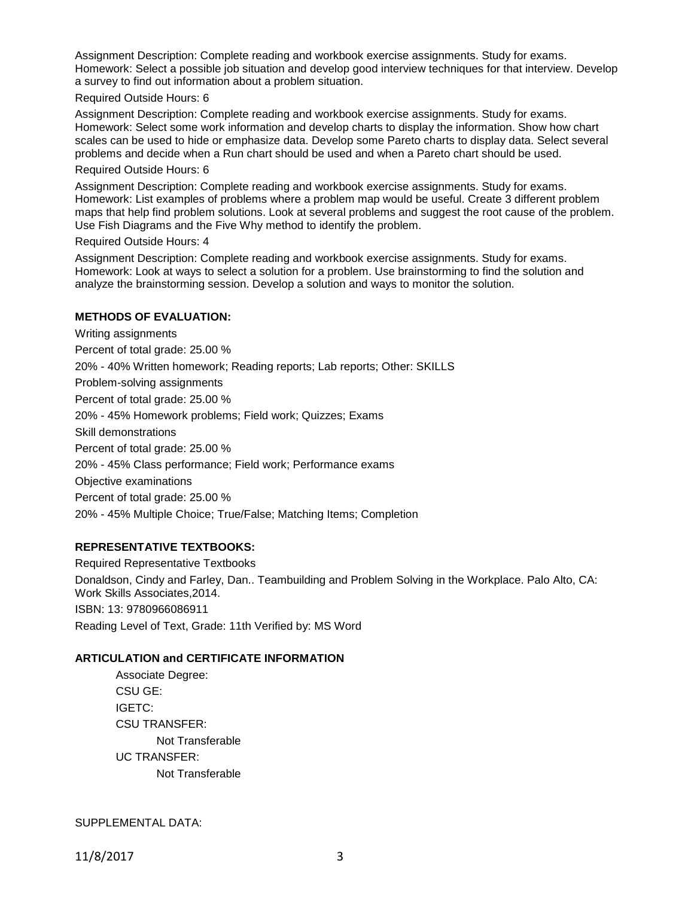Assignment Description: Complete reading and workbook exercise assignments. Study for exams. Homework: Select a possible job situation and develop good interview techniques for that interview. Develop a survey to find out information about a problem situation.

Required Outside Hours: 6

Assignment Description: Complete reading and workbook exercise assignments. Study for exams. Homework: Select some work information and develop charts to display the information. Show how chart scales can be used to hide or emphasize data. Develop some Pareto charts to display data. Select several problems and decide when a Run chart should be used and when a Pareto chart should be used.

Required Outside Hours: 6

Assignment Description: Complete reading and workbook exercise assignments. Study for exams. Homework: List examples of problems where a problem map would be useful. Create 3 different problem maps that help find problem solutions. Look at several problems and suggest the root cause of the problem. Use Fish Diagrams and the Five Why method to identify the problem.

Required Outside Hours: 4

Assignment Description: Complete reading and workbook exercise assignments. Study for exams. Homework: Look at ways to select a solution for a problem. Use brainstorming to find the solution and analyze the brainstorming session. Develop a solution and ways to monitor the solution.

**METHODS OF EVALUATION:**

Writing assignments

Percent of total grade: 25.00 %

20% - 40% Written homework; Reading reports; Lab reports; Other: SKILLS

Problem-solving assignments

Percent of total grade: 25.00 %

20% - 45% Homework problems; Field work; Quizzes; Exams

Skill demonstrations

Percent of total grade: 25.00 %

20% - 45% Class performance; Field work; Performance exams

Objective examinations

Percent of total grade: 25.00 %

20% - 45% Multiple Choice; True/False; Matching Items; Completion

**REPRESENTATIVE TEXTBOOKS:**

Required Representative Textbooks

Donaldson, Cindy and Farley, Dan.. Teambuilding and Problem Solving in the Workplace. Palo Alto, CA: Work Skills Associates,2014.

ISBN: 13: 9780966086911

Reading Level of Text, Grade: 11th Verified by: MS Word

**ARTICULATION and CERTIFICATE INFORMATION**

Associate Degree:
CSU GE:
IGETC:
CSU TRANSFER:
    Not Transferable
UC TRANSFER:
    Not Transferable

SUPPLEMENTAL DATA: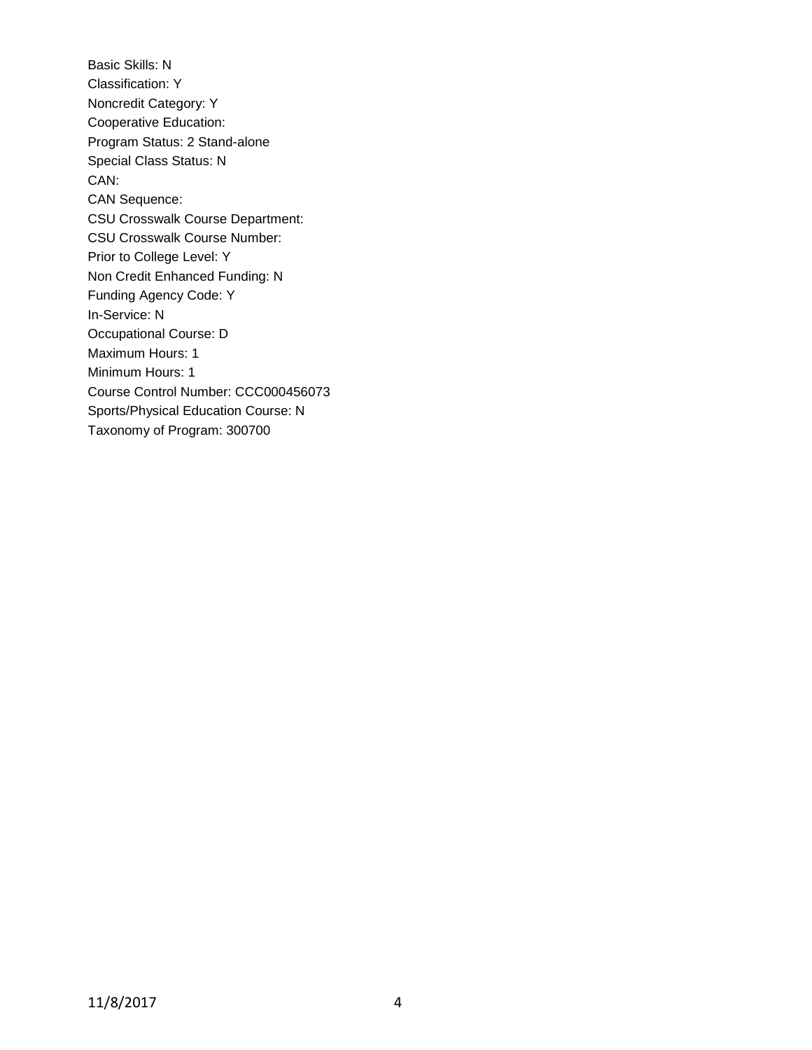Basic Skills: N
Classification: Y
Noncredit Category: Y
Cooperative Education:
Program Status: 2 Stand-alone
Special Class Status: N
CAN:
CAN Sequence:
CSU Crosswalk Course Department:
CSU Crosswalk Course Number:
Prior to College Level: Y
Non Credit Enhanced Funding: N
Funding Agency Code: Y
In-Service: N
Occupational Course: D
Maximum Hours: 1
Minimum Hours: 1
Course Control Number: CCC000456073
Sports/Physical Education Course: N
Taxonomy of Program: 300700